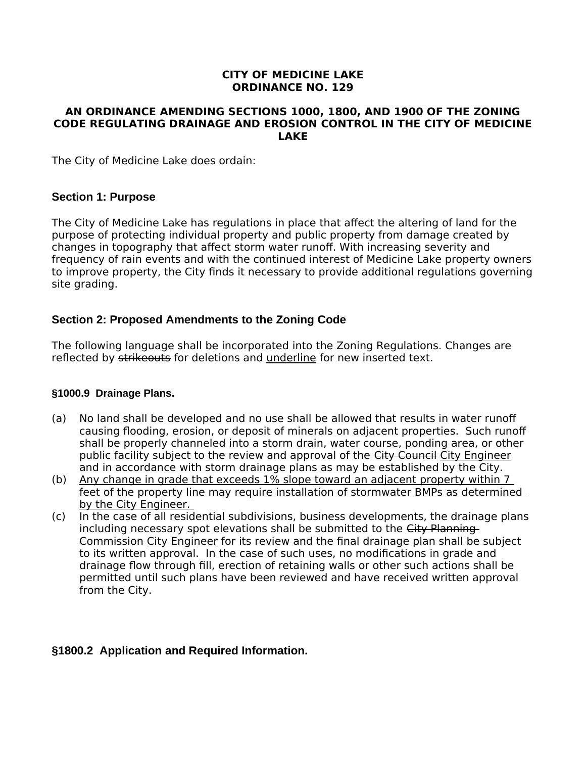**CITY OF MEDICINE LAKE**
**ORDINANCE NO. 129**

**AN ORDINANCE AMENDING SECTIONS 1000, 1800, AND 1900 OF THE ZONING CODE REGULATING DRAINAGE AND EROSION CONTROL IN THE CITY OF MEDICINE LAKE**

The City of Medicine Lake does ordain:

## Section 1: Purpose

The City of Medicine Lake has regulations in place that affect the altering of land for the purpose of protecting individual property and public property from damage created by changes in topography that affect storm water runoff. With increasing severity and frequency of rain events and with the continued interest of Medicine Lake property owners to improve property, the City finds it necessary to provide additional regulations governing site grading.

## Section 2: Proposed Amendments to the Zoning Code

The following language shall be incorporated into the Zoning Regulations. Changes are reflected by ~~strikeouts~~ for deletions and <u>underline</u> for new inserted text.

### §1000.9 Drainage Plans.

(a) No land shall be developed and no use shall be allowed that results in water runoff causing flooding, erosion, or deposit of minerals on adjacent properties. Such runoff shall be properly channeled into a storm drain, water course, ponding area, or other public facility subject to the review and approval of the ~~City Council~~ <u>City Engineer</u> and in accordance with storm drainage plans as may be established by the City.

(b) <u>Any change in grade that exceeds 1% slope toward an adjacent property within 7 feet of the property line may require installation of stormwater BMPs as determined by the City Engineer.</u>

(c) In the case of all residential subdivisions, business developments, the drainage plans including necessary spot elevations shall be submitted to the ~~City Planning Commission~~ <u>City Engineer</u> for its review and the final drainage plan shall be subject to its written approval. In the case of such uses, no modifications in grade and drainage flow through fill, erection of retaining walls or other such actions shall be permitted until such plans have been reviewed and have received written approval from the City.

### §1800.2 Application and Required Information.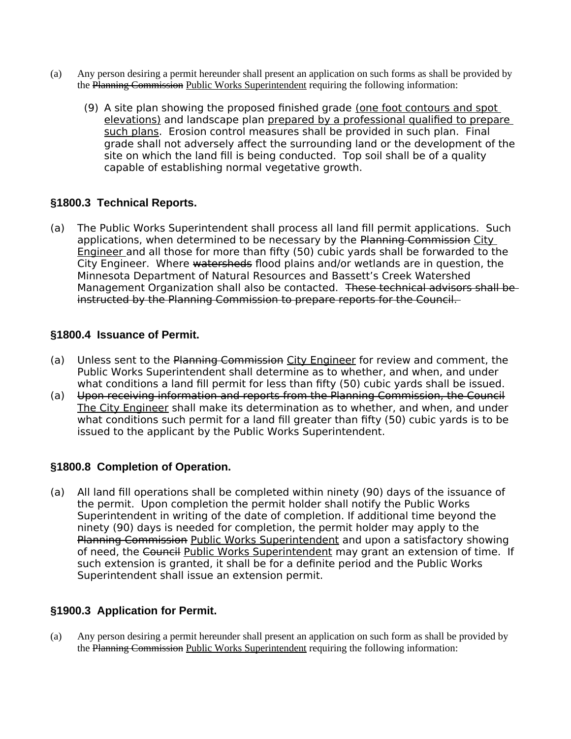(a) Any person desiring a permit hereunder shall present an application on such forms as shall be provided by the ~~Planning Commission~~ <u>Public Works Superintendent</u> requiring the following information:

(9) A site plan showing the proposed finished grade <u>(one foot contours and spot elevations)</u> and landscape plan <u>prepared by a professional qualified to prepare such plans</u>. Erosion control measures shall be provided in such plan. Final grade shall not adversely affect the surrounding land or the development of the site on which the land fill is being conducted. Top soil shall be of a quality capable of establishing normal vegetative growth.

### §1800.3 Technical Reports.

(a) The Public Works Superintendent shall process all land fill permit applications. Such applications, when determined to be necessary by the ~~Planning Commission~~ <u>City Engineer</u> and all those for more than fifty (50) cubic yards shall be forwarded to the City Engineer. Where ~~watersheds~~ flood plains and/or wetlands are in question, the Minnesota Department of Natural Resources and Bassett's Creek Watershed Management Organization shall also be contacted. ~~These technical advisors shall be instructed by the Planning Commission to prepare reports for the Council.~~

### §1800.4 Issuance of Permit.

(a) Unless sent to the ~~Planning Commission~~ <u>City Engineer</u> for review and comment, the Public Works Superintendent shall determine as to whether, and when, and under what conditions a land fill permit for less than fifty (50) cubic yards shall be issued.

(a) ~~Upon receiving information and reports from the Planning Commission, the Council~~ <u>The City Engineer</u> shall make its determination as to whether, and when, and under what conditions such permit for a land fill greater than fifty (50) cubic yards is to be issued to the applicant by the Public Works Superintendent.

### §1800.8 Completion of Operation.

(a) All land fill operations shall be completed within ninety (90) days of the issuance of the permit. Upon completion the permit holder shall notify the Public Works Superintendent in writing of the date of completion. If additional time beyond the ninety (90) days is needed for completion, the permit holder may apply to the ~~Planning Commission~~ <u>Public Works Superintendent</u> and upon a satisfactory showing of need, the ~~Council~~ <u>Public Works Superintendent</u> may grant an extension of time. If such extension is granted, it shall be for a definite period and the Public Works Superintendent shall issue an extension permit.

### §1900.3 Application for Permit.

(a) Any person desiring a permit hereunder shall present an application on such form as shall be provided by the ~~Planning Commission~~ <u>Public Works Superintendent</u> requiring the following information: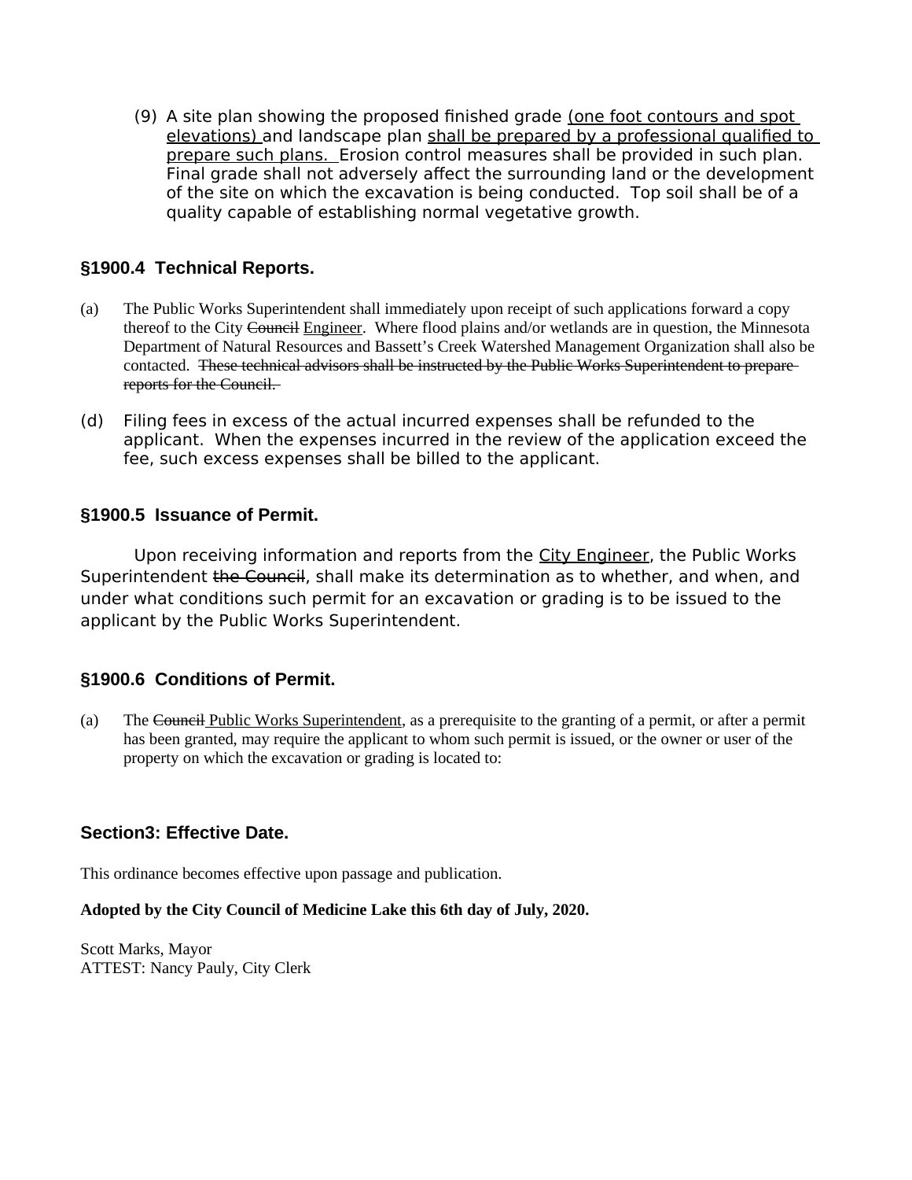(9) A site plan showing the proposed finished grade (one foot contours and spot elevations) and landscape plan shall be prepared by a professional qualified to prepare such plans. Erosion control measures shall be provided in such plan. Final grade shall not adversely affect the surrounding land or the development of the site on which the excavation is being conducted. Top soil shall be of a quality capable of establishing normal vegetative growth.

### §1900.4 Technical Reports.

(a) The Public Works Superintendent shall immediately upon receipt of such applications forward a copy thereof to the City ~~Council~~ Engineer. Where flood plains and/or wetlands are in question, the Minnesota Department of Natural Resources and Bassett's Creek Watershed Management Organization shall also be contacted. ~~These technical advisors shall be instructed by the Public Works Superintendent to prepare reports for the Council.~~

(d) Filing fees in excess of the actual incurred expenses shall be refunded to the applicant. When the expenses incurred in the review of the application exceed the fee, such excess expenses shall be billed to the applicant.

### §1900.5 Issuance of Permit.

Upon receiving information and reports from the City Engineer, the Public Works Superintendent ~~the Council~~, shall make its determination as to whether, and when, and under what conditions such permit for an excavation or grading is to be issued to the applicant by the Public Works Superintendent.

### §1900.6 Conditions of Permit.

(a) The ~~Council~~ Public Works Superintendent, as a prerequisite to the granting of a permit, or after a permit has been granted, may require the applicant to whom such permit is issued, or the owner or user of the property on which the excavation or grading is located to:

### Section3: Effective Date.

This ordinance becomes effective upon passage and publication.

**Adopted by the City Council of Medicine Lake this 6th day of July, 2020.**

Scott Marks, Mayor
ATTEST: Nancy Pauly, City Clerk